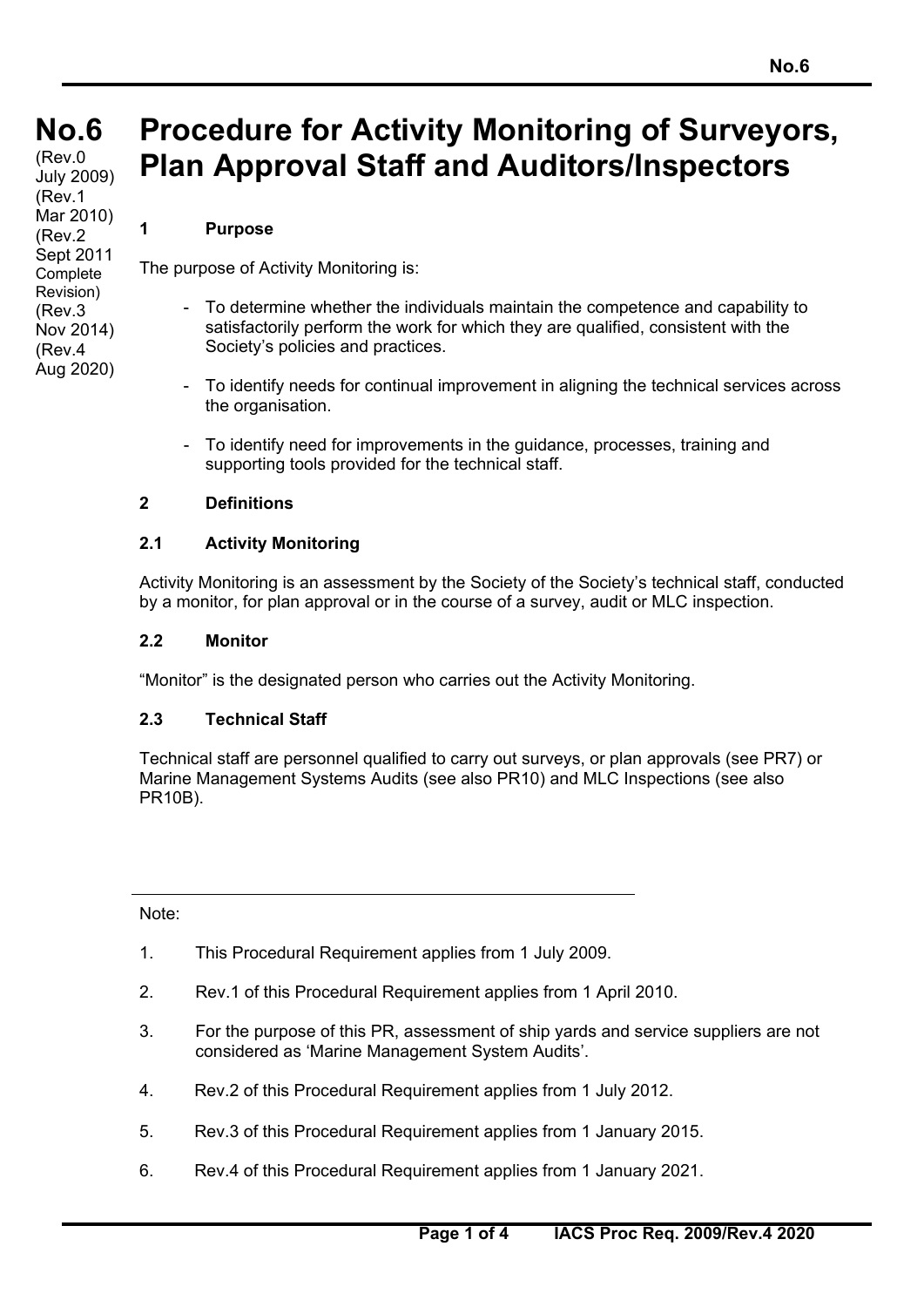# No.6

(Rev.0 July 2009)
(Rev.1 Mar 2010)
(Rev.2 Sept 2011 Complete Revision)
(Rev.3 Nov 2014)
(Rev.4 Aug 2020)

# Procedure for Activity Monitoring of Surveyors, Plan Approval Staff and Auditors/Inspectors

## 1 Purpose

The purpose of Activity Monitoring is:

- To determine whether the individuals maintain the competence and capability to satisfactorily perform the work for which they are qualified, consistent with the Society's policies and practices.
- To identify needs for continual improvement in aligning the technical services across the organisation.
- To identify need for improvements in the guidance, processes, training and supporting tools provided for the technical staff.

## 2 Definitions

### 2.1 Activity Monitoring

Activity Monitoring is an assessment by the Society of the Society's technical staff, conducted by a monitor, for plan approval or in the course of a survey, audit or MLC inspection.

### 2.2 Monitor

"Monitor" is the designated person who carries out the Activity Monitoring.

### 2.3 Technical Staff

Technical staff are personnel qualified to carry out surveys, or plan approvals (see PR7) or Marine Management Systems Audits (see also PR10) and MLC Inspections (see also PR10B).

---

Note:

1. This Procedural Requirement applies from 1 July 2009.
2. Rev.1 of this Procedural Requirement applies from 1 April 2010.
3. For the purpose of this PR, assessment of ship yards and service suppliers are not considered as 'Marine Management System Audits'.
4. Rev.2 of this Procedural Requirement applies from 1 July 2012.
5. Rev.3 of this Procedural Requirement applies from 1 January 2015.
6. Rev.4 of this Procedural Requirement applies from 1 January 2021.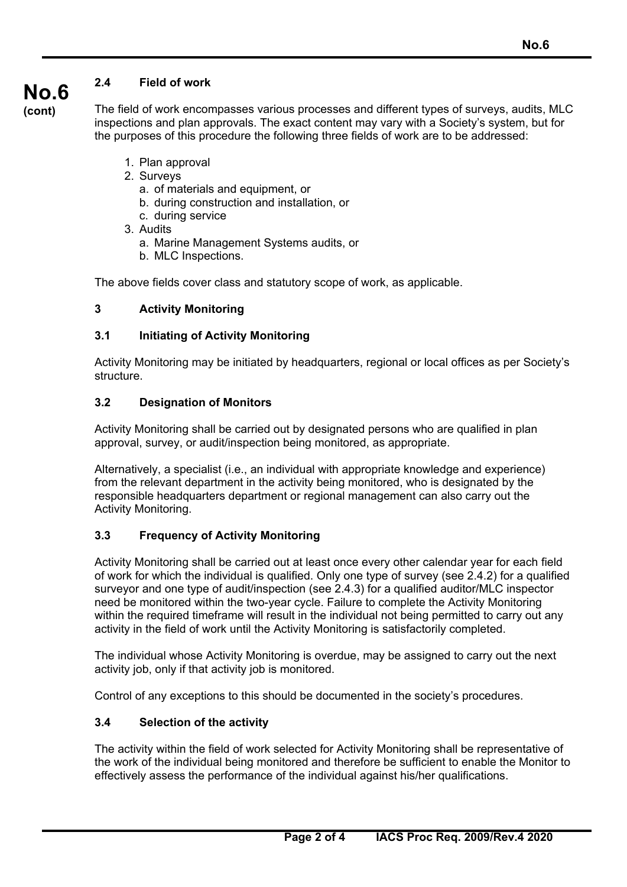### 2.4 Field of work

The field of work encompasses various processes and different types of surveys, audits, MLC inspections and plan approvals. The exact content may vary with a Society's system, but for the purposes of this procedure the following three fields of work are to be addressed:

1. Plan approval
2. Surveys
   a. of materials and equipment, or
   b. during construction and installation, or
   c. during service
3. Audits
   a. Marine Management Systems audits, or
   b. MLC Inspections.

The above fields cover class and statutory scope of work, as applicable.

## 3 Activity Monitoring

### 3.1 Initiating of Activity Monitoring

Activity Monitoring may be initiated by headquarters, regional or local offices as per Society's structure.

### 3.2 Designation of Monitors

Activity Monitoring shall be carried out by designated persons who are qualified in plan approval, survey, or audit/inspection being monitored, as appropriate.

Alternatively, a specialist (i.e., an individual with appropriate knowledge and experience) from the relevant department in the activity being monitored, who is designated by the responsible headquarters department or regional management can also carry out the Activity Monitoring.

### 3.3 Frequency of Activity Monitoring

Activity Monitoring shall be carried out at least once every other calendar year for each field of work for which the individual is qualified. Only one type of survey (see 2.4.2) for a qualified surveyor and one type of audit/inspection (see 2.4.3) for a qualified auditor/MLC inspector need be monitored within the two-year cycle. Failure to complete the Activity Monitoring within the required timeframe will result in the individual not being permitted to carry out any activity in the field of work until the Activity Monitoring is satisfactorily completed.

The individual whose Activity Monitoring is overdue, may be assigned to carry out the next activity job, only if that activity job is monitored.

Control of any exceptions to this should be documented in the society's procedures.

### 3.4 Selection of the activity

The activity within the field of work selected for Activity Monitoring shall be representative of the work of the individual being monitored and therefore be sufficient to enable the Monitor to effectively assess the performance of the individual against his/her qualifications.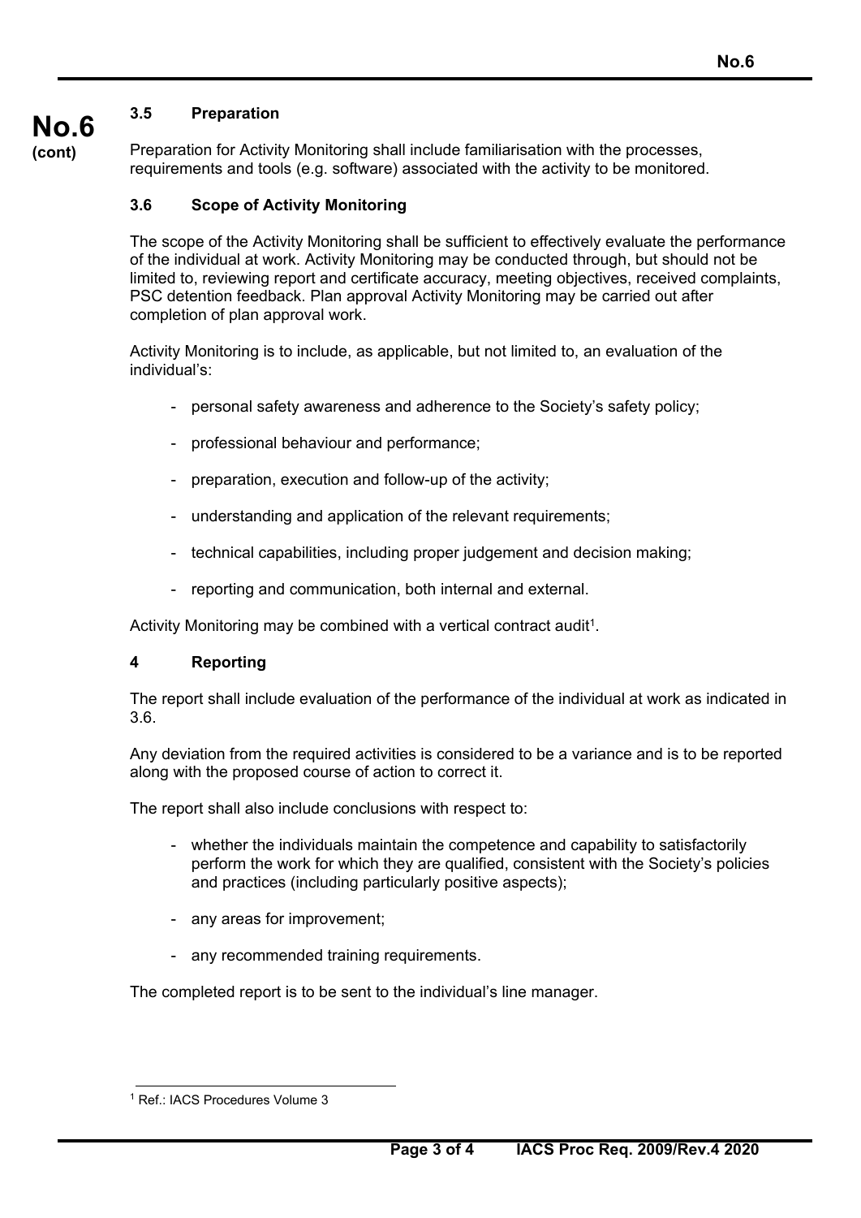### 3.5 Preparation

Preparation for Activity Monitoring shall include familiarisation with the processes, requirements and tools (e.g. software) associated with the activity to be monitored.

### 3.6 Scope of Activity Monitoring

The scope of the Activity Monitoring shall be sufficient to effectively evaluate the performance of the individual at work. Activity Monitoring may be conducted through, but should not be limited to, reviewing report and certificate accuracy, meeting objectives, received complaints, PSC detention feedback. Plan approval Activity Monitoring may be carried out after completion of plan approval work.

Activity Monitoring is to include, as applicable, but not limited to, an evaluation of the individual's:

- personal safety awareness and adherence to the Society's safety policy;
- professional behaviour and performance;
- preparation, execution and follow-up of the activity;
- understanding and application of the relevant requirements;
- technical capabilities, including proper judgement and decision making;
- reporting and communication, both internal and external.

Activity Monitoring may be combined with a vertical contract audit[1].

## 4 Reporting

The report shall include evaluation of the performance of the individual at work as indicated in 3.6.

Any deviation from the required activities is considered to be a variance and is to be reported along with the proposed course of action to correct it.

The report shall also include conclusions with respect to:

- whether the individuals maintain the competence and capability to satisfactorily perform the work for which they are qualified, consistent with the Society's policies and practices (including particularly positive aspects);
- any areas for improvement;
- any recommended training requirements.

The completed report is to be sent to the individual's line manager.

[1] Ref.: IACS Procedures Volume 3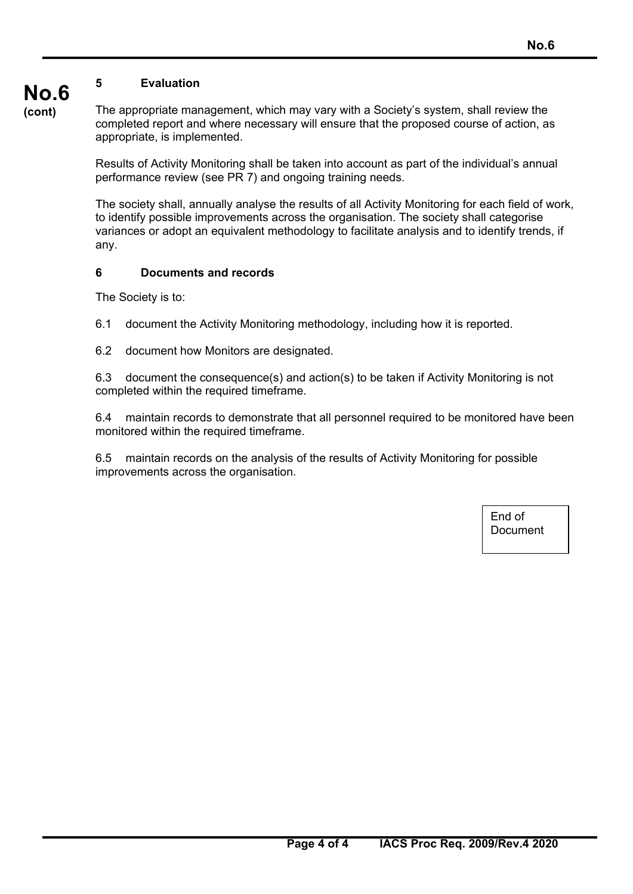**No.6 (cont)**

## 5 Evaluation

The appropriate management, which may vary with a Society's system, shall review the completed report and where necessary will ensure that the proposed course of action, as appropriate, is implemented.

Results of Activity Monitoring shall be taken into account as part of the individual's annual performance review (see PR 7) and ongoing training needs.

The society shall, annually analyse the results of all Activity Monitoring for each field of work, to identify possible improvements across the organisation. The society shall categorise variances or adopt an equivalent methodology to facilitate analysis and to identify trends, if any.

## 6 Documents and records

The Society is to:

6.1 document the Activity Monitoring methodology, including how it is reported.

6.2 document how Monitors are designated.

6.3 document the consequence(s) and action(s) to be taken if Activity Monitoring is not completed within the required timeframe.

6.4 maintain records to demonstrate that all personnel required to be monitored have been monitored within the required timeframe.

6.5 maintain records on the analysis of the results of Activity Monitoring for possible improvements across the organisation.

End of Document